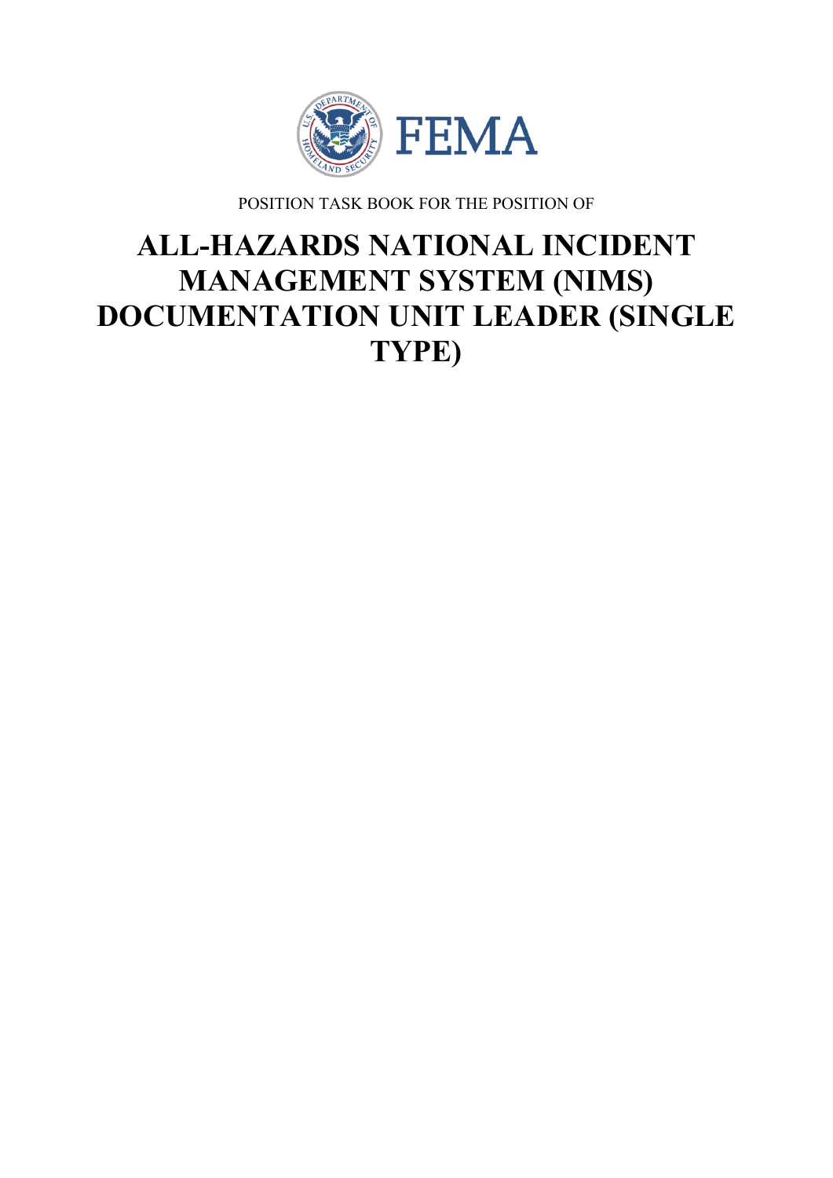FEMA

POSITION TASK BOOK FOR THE POSITION OF

# ALL-HAZARDS NATIONAL INCIDENT MANAGEMENT SYSTEM (NIMS) DOCUMENTATION UNIT LEADER (SINGLE TYPE)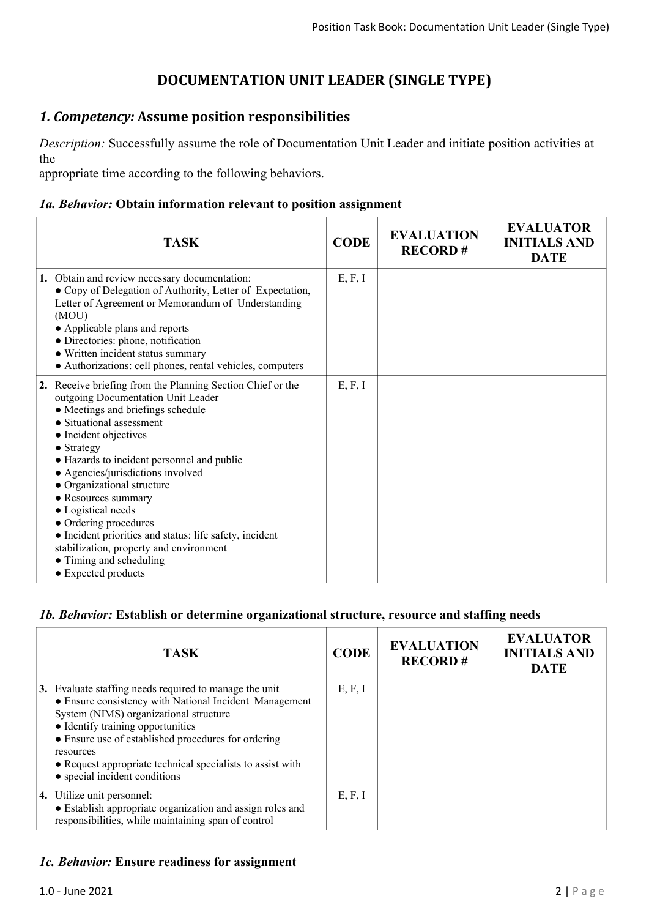# DOCUMENTATION UNIT LEADER (SINGLE TYPE)

## *1. Competency:* Assume position responsibilities

*Description:* Successfully assume the role of Documentation Unit Leader and initiate position activities at the
appropriate time according to the following behaviors.

### *1a. Behavior:* Obtain information relevant to position assignment

| TASK | CODE | EVALUATION RECORD # | EVALUATOR INITIALS AND DATE |
|---|---|---|---|
| **1.** Obtain and review necessary documentation:<br>● Copy of Delegation of Authority, Letter of Expectation, Letter of Agreement or Memorandum of Understanding (MOU)<br>● Applicable plans and reports<br>● Directories: phone, notification<br>● Written incident status summary<br>● Authorizations: cell phones, rental vehicles, computers | E, F, I | | |
| **2.** Receive briefing from the Planning Section Chief or the outgoing Documentation Unit Leader<br>● Meetings and briefings schedule<br>● Situational assessment<br>● Incident objectives<br>● Strategy<br>● Hazards to incident personnel and public<br>● Agencies/jurisdictions involved<br>● Organizational structure<br>● Resources summary<br>● Logistical needs<br>● Ordering procedures<br>● Incident priorities and status: life safety, incident stabilization, property and environment<br>● Timing and scheduling<br>● Expected products | E, F, I | | |

### *1b. Behavior:* Establish or determine organizational structure, resource and staffing needs

| TASK | CODE | EVALUATION RECORD # | EVALUATOR INITIALS AND DATE |
|---|---|---|---|
| **3.** Evaluate staffing needs required to manage the unit<br>● Ensure consistency with National Incident Management System (NIMS) organizational structure<br>● Identify training opportunities<br>● Ensure use of established procedures for ordering resources<br>● Request appropriate technical specialists to assist with<br>● special incident conditions | E, F, I | | |
| **4.** Utilize unit personnel:<br>● Establish appropriate organization and assign roles and responsibilities, while maintaining span of control | E, F, I | | |

### *1c. Behavior:* Ensure readiness for assignment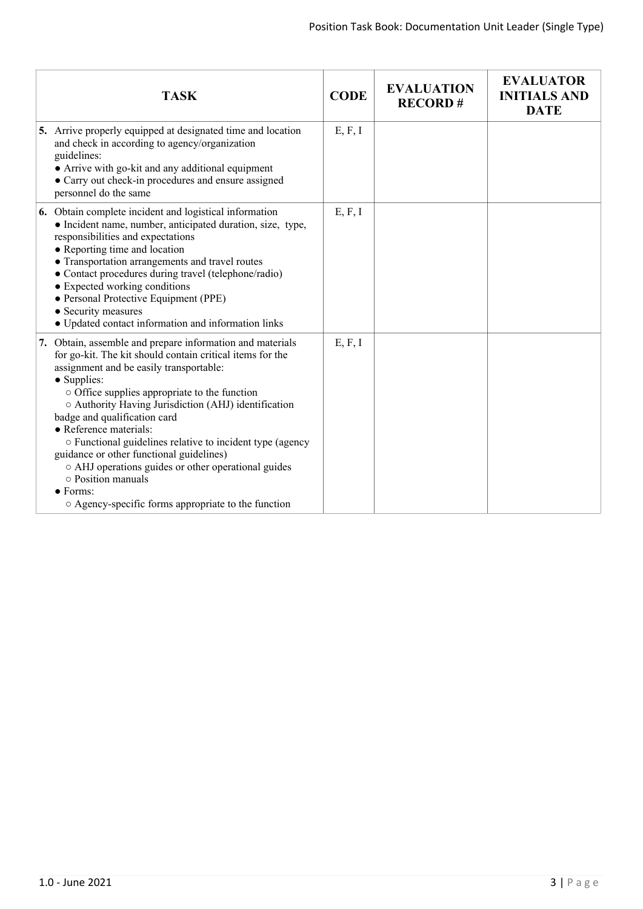| TASK | CODE | EVALUATION RECORD # | EVALUATOR INITIALS AND DATE |
|---|---|---|---|
| **5.** Arrive properly equipped at designated time and location and check in according to agency/organization guidelines:<br>● Arrive with go-kit and any additional equipment<br>● Carry out check-in procedures and ensure assigned personnel do the same | E, F, I | | |
| **6.** Obtain complete incident and logistical information<br>● Incident name, number, anticipated duration, size, type, responsibilities and expectations<br>● Reporting time and location<br>● Transportation arrangements and travel routes<br>● Contact procedures during travel (telephone/radio)<br>● Expected working conditions<br>● Personal Protective Equipment (PPE)<br>● Security measures<br>● Updated contact information and information links | E, F, I | | |
| **7.** Obtain, assemble and prepare information and materials for go-kit. The kit should contain critical items for the assignment and be easily transportable:<br>● Supplies:<br>○ Office supplies appropriate to the function<br>○ Authority Having Jurisdiction (AHJ) identification badge and qualification card<br>● Reference materials:<br>○ Functional guidelines relative to incident type (agency guidance or other functional guidelines)<br>○ AHJ operations guides or other operational guides<br>○ Position manuals<br>● Forms:<br>○ Agency-specific forms appropriate to the function | E, F, I | | |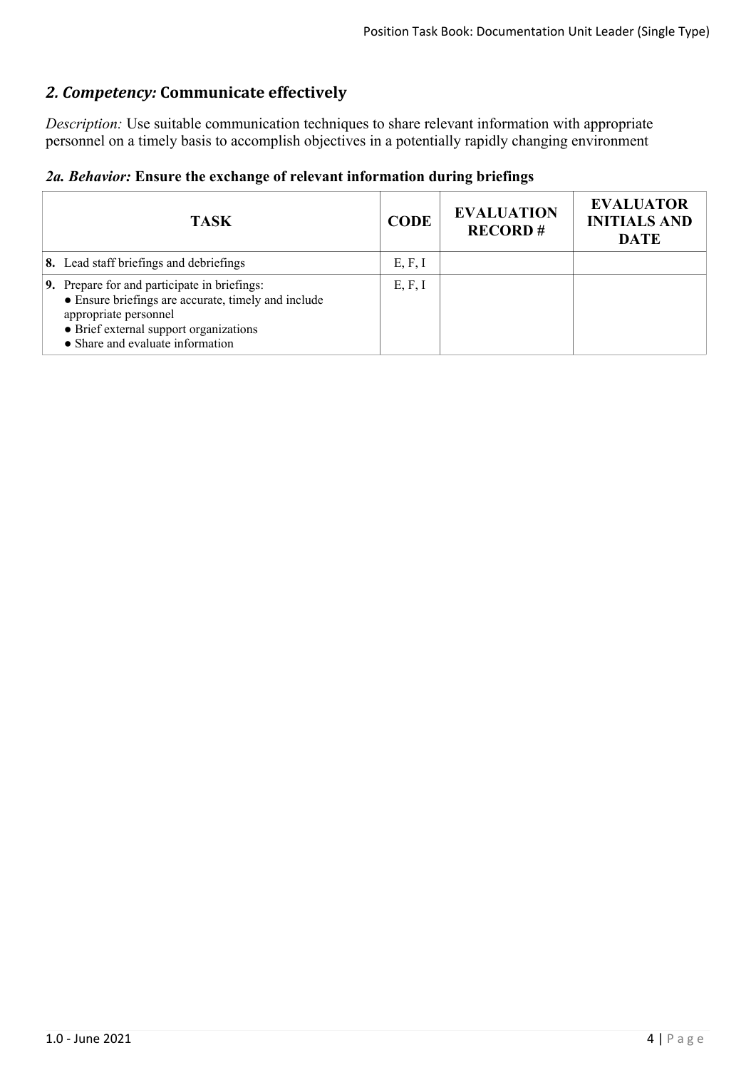## *2. Competency:* Communicate effectively

*Description:* Use suitable communication techniques to share relevant information with appropriate personnel on a timely basis to accomplish objectives in a potentially rapidly changing environment

### *2a. Behavior:* Ensure the exchange of relevant information during briefings

| TASK | CODE | EVALUATION RECORD # | EVALUATOR INITIALS AND DATE |
|---|---|---|---|
| **8.** Lead staff briefings and debriefings | E, F, I | | |
| **9.** Prepare for and participate in briefings:<br>● Ensure briefings are accurate, timely and include appropriate personnel<br>● Brief external support organizations<br>● Share and evaluate information | E, F, I | | |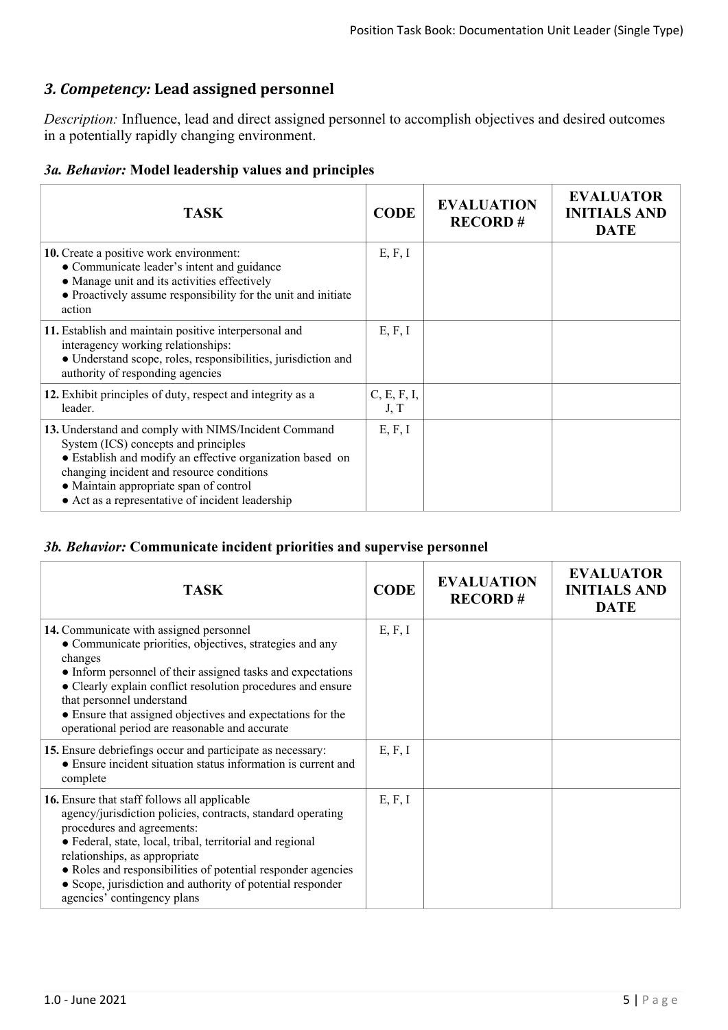## *3. Competency:* Lead assigned personnel

*Description:* Influence, lead and direct assigned personnel to accomplish objectives and desired outcomes in a potentially rapidly changing environment.

### *3a. Behavior:* Model leadership values and principles

| TASK | CODE | EVALUATION RECORD # | EVALUATOR INITIALS AND DATE |
|---|---|---|---|
| **10.** Create a positive work environment: ● Communicate leader's intent and guidance ● Manage unit and its activities effectively ● Proactively assume responsibility for the unit and initiate action | E, F, I | | |
| **11.** Establish and maintain positive interpersonal and interagency working relationships: ● Understand scope, roles, responsibilities, jurisdiction and authority of responding agencies | E, F, I | | |
| **12.** Exhibit principles of duty, respect and integrity as a leader. | C, E, F, I, J, T | | |
| **13.** Understand and comply with NIMS/Incident Command System (ICS) concepts and principles ● Establish and modify an effective organization based on changing incident and resource conditions ● Maintain appropriate span of control ● Act as a representative of incident leadership | E, F, I | | |

### *3b. Behavior:* Communicate incident priorities and supervise personnel

| TASK | CODE | EVALUATION RECORD # | EVALUATOR INITIALS AND DATE |
|---|---|---|---|
| **14.** Communicate with assigned personnel ● Communicate priorities, objectives, strategies and any changes ● Inform personnel of their assigned tasks and expectations ● Clearly explain conflict resolution procedures and ensure that personnel understand ● Ensure that assigned objectives and expectations for the operational period are reasonable and accurate | E, F, I | | |
| **15.** Ensure debriefings occur and participate as necessary: ● Ensure incident situation status information is current and complete | E, F, I | | |
| **16.** Ensure that staff follows all applicable agency/jurisdiction policies, contracts, standard operating procedures and agreements: ● Federal, state, local, tribal, territorial and regional relationships, as appropriate ● Roles and responsibilities of potential responder agencies ● Scope, jurisdiction and authority of potential responder agencies' contingency plans | E, F, I | | |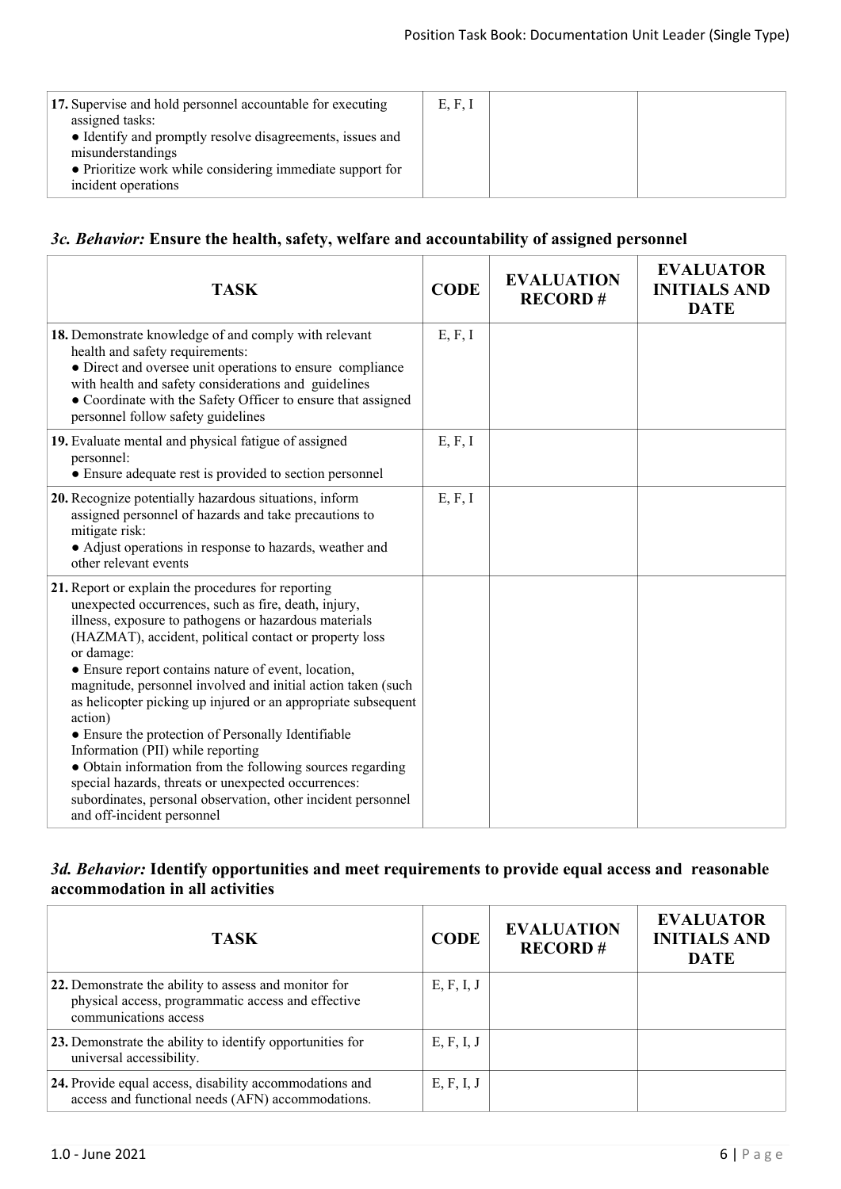| TASK | CODE | EVALUATION RECORD # | EVALUATOR INITIALS AND DATE |
|---|---|---|---|
| **17.** Supervise and hold personnel accountable for executing assigned tasks:<br>• Identify and promptly resolve disagreements, issues and misunderstandings<br>• Prioritize work while considering immediate support for incident operations | E, F, I | | |

### *3c. Behavior:* Ensure the health, safety, welfare and accountability of assigned personnel

| TASK | CODE | EVALUATION RECORD # | EVALUATOR INITIALS AND DATE |
|---|---|---|---|
| **18.** Demonstrate knowledge of and comply with relevant health and safety requirements:<br>• Direct and oversee unit operations to ensure compliance with health and safety considerations and guidelines<br>• Coordinate with the Safety Officer to ensure that assigned personnel follow safety guidelines | E, F, I | | |
| **19.** Evaluate mental and physical fatigue of assigned personnel:<br>• Ensure adequate rest is provided to section personnel | E, F, I | | |
| **20.** Recognize potentially hazardous situations, inform assigned personnel of hazards and take precautions to mitigate risk:<br>• Adjust operations in response to hazards, weather and other relevant events | E, F, I | | |
| **21.** Report or explain the procedures for reporting unexpected occurrences, such as fire, death, injury, illness, exposure to pathogens or hazardous materials (HAZMAT), accident, political contact or property loss or damage:<br>• Ensure report contains nature of event, location, magnitude, personnel involved and initial action taken (such as helicopter picking up injured or an appropriate subsequent action)<br>• Ensure the protection of Personally Identifiable Information (PII) while reporting<br>• Obtain information from the following sources regarding special hazards, threats or unexpected occurrences: subordinates, personal observation, other incident personnel and off-incident personnel | | | |

### *3d. Behavior:* Identify opportunities and meet requirements to provide equal access and reasonable accommodation in all activities

| TASK | CODE | EVALUATION RECORD # | EVALUATOR INITIALS AND DATE |
|---|---|---|---|
| **22.** Demonstrate the ability to assess and monitor for physical access, programmatic access and effective communications access | E, F, I, J | | |
| **23.** Demonstrate the ability to identify opportunities for universal accessibility. | E, F, I, J | | |
| **24.** Provide equal access, disability accommodations and access and functional needs (AFN) accommodations. | E, F, I, J | | |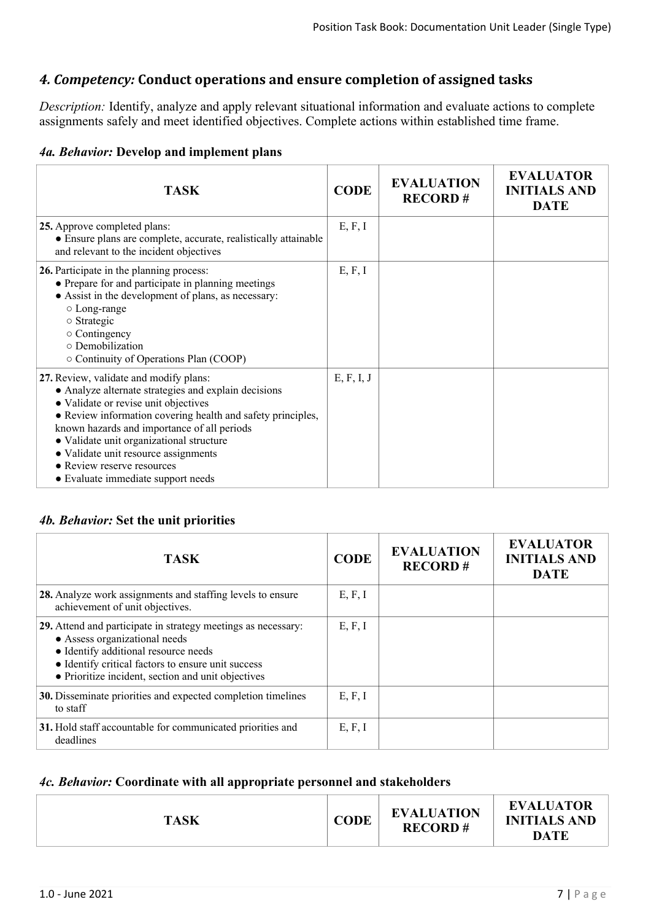## *4. Competency:* Conduct operations and ensure completion of assigned tasks

*Description:* Identify, analyze and apply relevant situational information and evaluate actions to complete assignments safely and meet identified objectives. Complete actions within established time frame.

### *4a. Behavior:* Develop and implement plans

| TASK | CODE | EVALUATION RECORD # | EVALUATOR INITIALS AND DATE |
|---|---|---|---|
| **25.** Approve completed plans:<br>● Ensure plans are complete, accurate, realistically attainable and relevant to the incident objectives | E, F, I | | |
| **26.** Participate in the planning process:<br>● Prepare for and participate in planning meetings<br>● Assist in the development of plans, as necessary:<br>○ Long-range<br>○ Strategic<br>○ Contingency<br>○ Demobilization<br>○ Continuity of Operations Plan (COOP) | E, F, I | | |
| **27.** Review, validate and modify plans:<br>● Analyze alternate strategies and explain decisions<br>● Validate or revise unit objectives<br>● Review information covering health and safety principles, known hazards and importance of all periods<br>● Validate unit organizational structure<br>● Validate unit resource assignments<br>● Review reserve resources<br>● Evaluate immediate support needs | E, F, I, J | | |

### *4b. Behavior:* Set the unit priorities

| TASK | CODE | EVALUATION RECORD # | EVALUATOR INITIALS AND DATE |
|---|---|---|---|
| **28.** Analyze work assignments and staffing levels to ensure achievement of unit objectives. | E, F, I | | |
| **29.** Attend and participate in strategy meetings as necessary:<br>● Assess organizational needs<br>● Identify additional resource needs<br>● Identify critical factors to ensure unit success<br>● Prioritize incident, section and unit objectives | E, F, I | | |
| **30.** Disseminate priorities and expected completion timelines to staff | E, F, I | | |
| **31.** Hold staff accountable for communicated priorities and deadlines | E, F, I | | |

### *4c. Behavior:* Coordinate with all appropriate personnel and stakeholders

| TASK | CODE | EVALUATION RECORD # | EVALUATOR INITIALS AND DATE |
|---|---|---|---|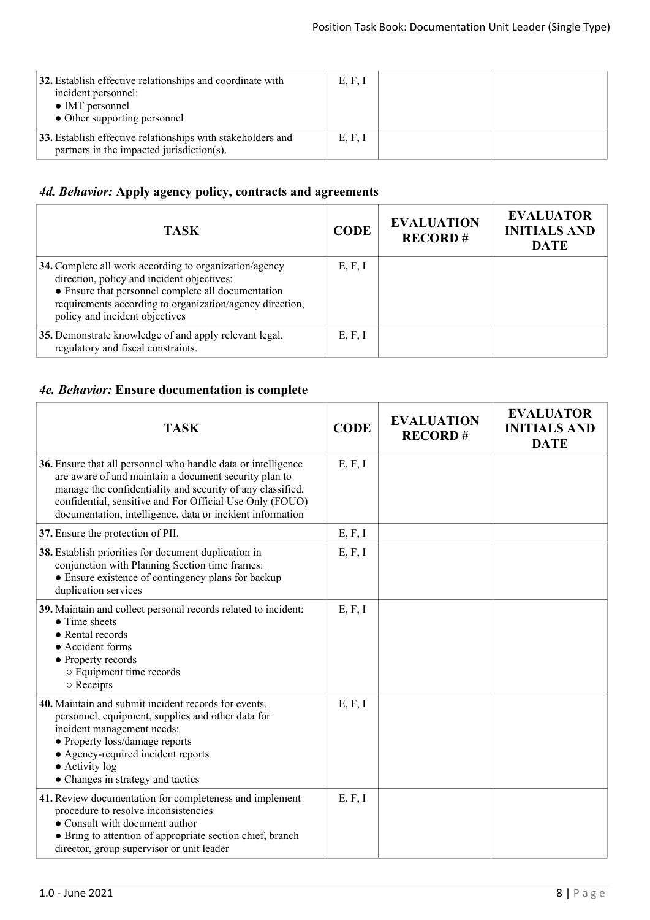| TASK | CODE | EVALUATION RECORD # | EVALUATOR INITIALS AND DATE |
|---|---|---|---|
| **32.** Establish effective relationships and coordinate with incident personnel:<br>• IMT personnel<br>• Other supporting personnel | E, F, I | | |
| **33.** Establish effective relationships with stakeholders and partners in the impacted jurisdiction(s). | E, F, I | | |

### *4d. Behavior:* Apply agency policy, contracts and agreements

| TASK | CODE | EVALUATION RECORD # | EVALUATOR INITIALS AND DATE |
|---|---|---|---|
| **34.** Complete all work according to organization/agency direction, policy and incident objectives:<br>• Ensure that personnel complete all documentation requirements according to organization/agency direction, policy and incident objectives | E, F, I | | |
| **35.** Demonstrate knowledge of and apply relevant legal, regulatory and fiscal constraints. | E, F, I | | |

### *4e. Behavior:* Ensure documentation is complete

| TASK | CODE | EVALUATION RECORD # | EVALUATOR INITIALS AND DATE |
|---|---|---|---|
| **36.** Ensure that all personnel who handle data or intelligence are aware of and maintain a document security plan to manage the confidentiality and security of any classified, confidential, sensitive and For Official Use Only (FOUO) documentation, intelligence, data or incident information | E, F, I | | |
| **37.** Ensure the protection of PII. | E, F, I | | |
| **38.** Establish priorities for document duplication in conjunction with Planning Section time frames:<br>• Ensure existence of contingency plans for backup duplication services | E, F, I | | |
| **39.** Maintain and collect personal records related to incident:<br>• Time sheets<br>• Rental records<br>• Accident forms<br>• Property records<br>  ○ Equipment time records<br>  ○ Receipts | E, F, I | | |
| **40.** Maintain and submit incident records for events, personnel, equipment, supplies and other data for incident management needs:<br>• Property loss/damage reports<br>• Agency-required incident reports<br>• Activity log<br>• Changes in strategy and tactics | E, F, I | | |
| **41.** Review documentation for completeness and implement procedure to resolve inconsistencies<br>• Consult with document author<br>• Bring to attention of appropriate section chief, branch director, group supervisor or unit leader | E, F, I | | |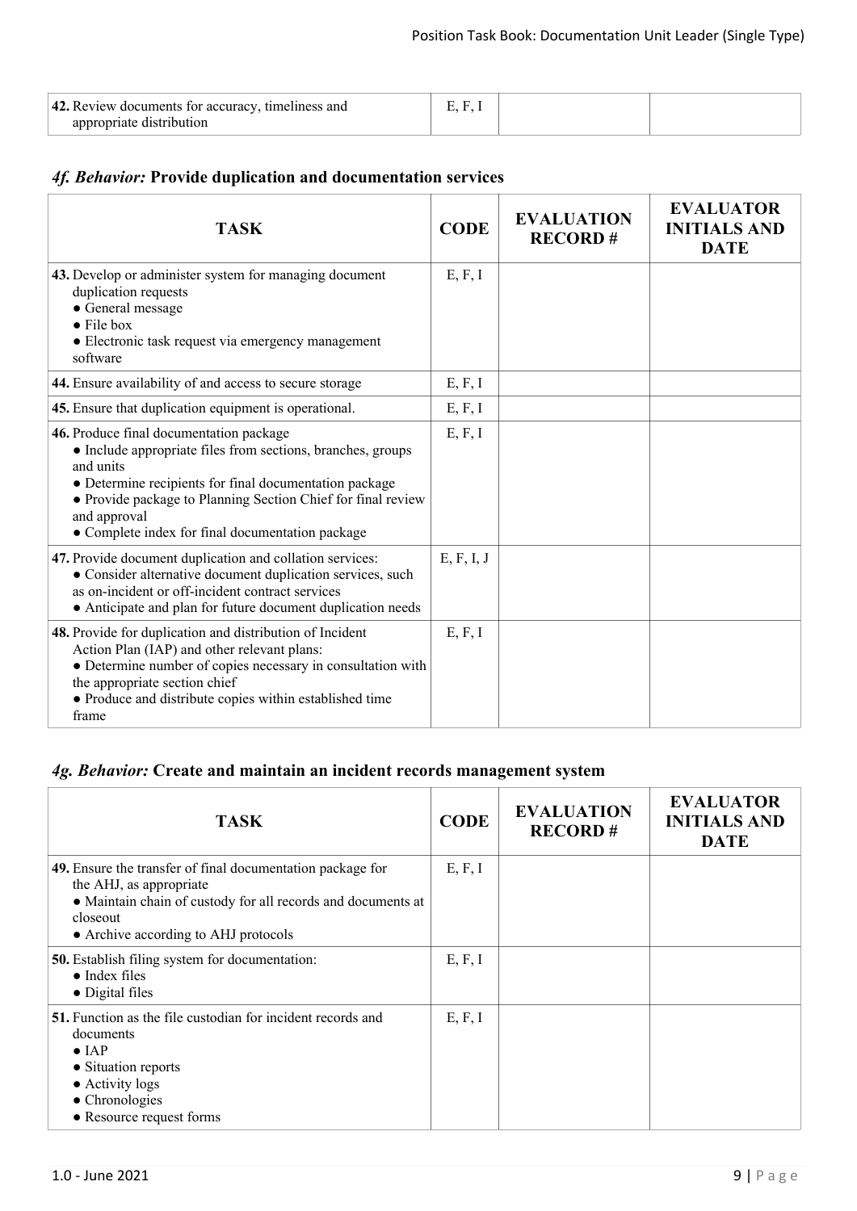| TASK | CODE | EVALUATION RECORD # | EVALUATOR INITIALS AND DATE |
|---|---|---|---|
| **42.** Review documents for accuracy, timeliness and appropriate distribution | E, F, I | | |

### *4f. Behavior:* Provide duplication and documentation services

| TASK | CODE | EVALUATION RECORD # | EVALUATOR INITIALS AND DATE |
|---|---|---|---|
| **43.** Develop or administer system for managing document duplication requests<br>● General message<br>● File box<br>● Electronic task request via emergency management software | E, F, I | | |
| **44.** Ensure availability of and access to secure storage | E, F, I | | |
| **45.** Ensure that duplication equipment is operational. | E, F, I | | |
| **46.** Produce final documentation package<br>● Include appropriate files from sections, branches, groups and units<br>● Determine recipients for final documentation package<br>● Provide package to Planning Section Chief for final review and approval<br>● Complete index for final documentation package | E, F, I | | |
| **47.** Provide document duplication and collation services:<br>● Consider alternative document duplication services, such as on-incident or off-incident contract services<br>● Anticipate and plan for future document duplication needs | E, F, I, J | | |
| **48.** Provide for duplication and distribution of Incident Action Plan (IAP) and other relevant plans:<br>● Determine number of copies necessary in consultation with the appropriate section chief<br>● Produce and distribute copies within established time frame | E, F, I | | |

### *4g. Behavior:* Create and maintain an incident records management system

| TASK | CODE | EVALUATION RECORD # | EVALUATOR INITIALS AND DATE |
|---|---|---|---|
| **49.** Ensure the transfer of final documentation package for the AHJ, as appropriate<br>● Maintain chain of custody for all records and documents at closeout<br>● Archive according to AHJ protocols | E, F, I | | |
| **50.** Establish filing system for documentation:<br>● Index files<br>● Digital files | E, F, I | | |
| **51.** Function as the file custodian for incident records and documents<br>● IAP<br>● Situation reports<br>● Activity logs<br>● Chronologies<br>● Resource request forms | E, F, I | | |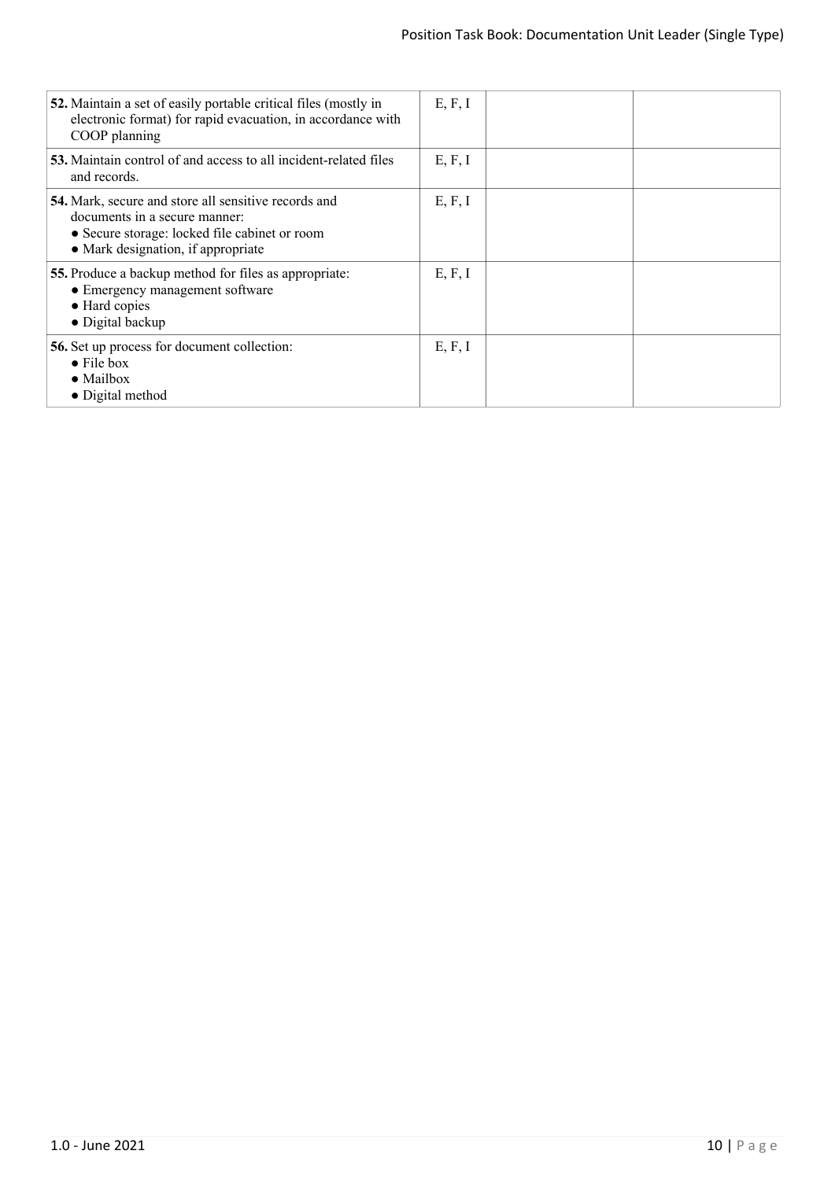| | | | |
|---|---|---|---|
| **52.** Maintain a set of easily portable critical files (mostly in electronic format) for rapid evacuation, in accordance with COOP planning | E, F, I | | |
| **53.** Maintain control of and access to all incident-related files and records. | E, F, I | | |
| **54.** Mark, secure and store all sensitive records and documents in a secure manner:<br>• Secure storage: locked file cabinet or room<br>• Mark designation, if appropriate | E, F, I | | |
| **55.** Produce a backup method for files as appropriate:<br>• Emergency management software<br>• Hard copies<br>• Digital backup | E, F, I | | |
| **56.** Set up process for document collection:<br>• File box<br>• Mailbox<br>• Digital method | E, F, I | | |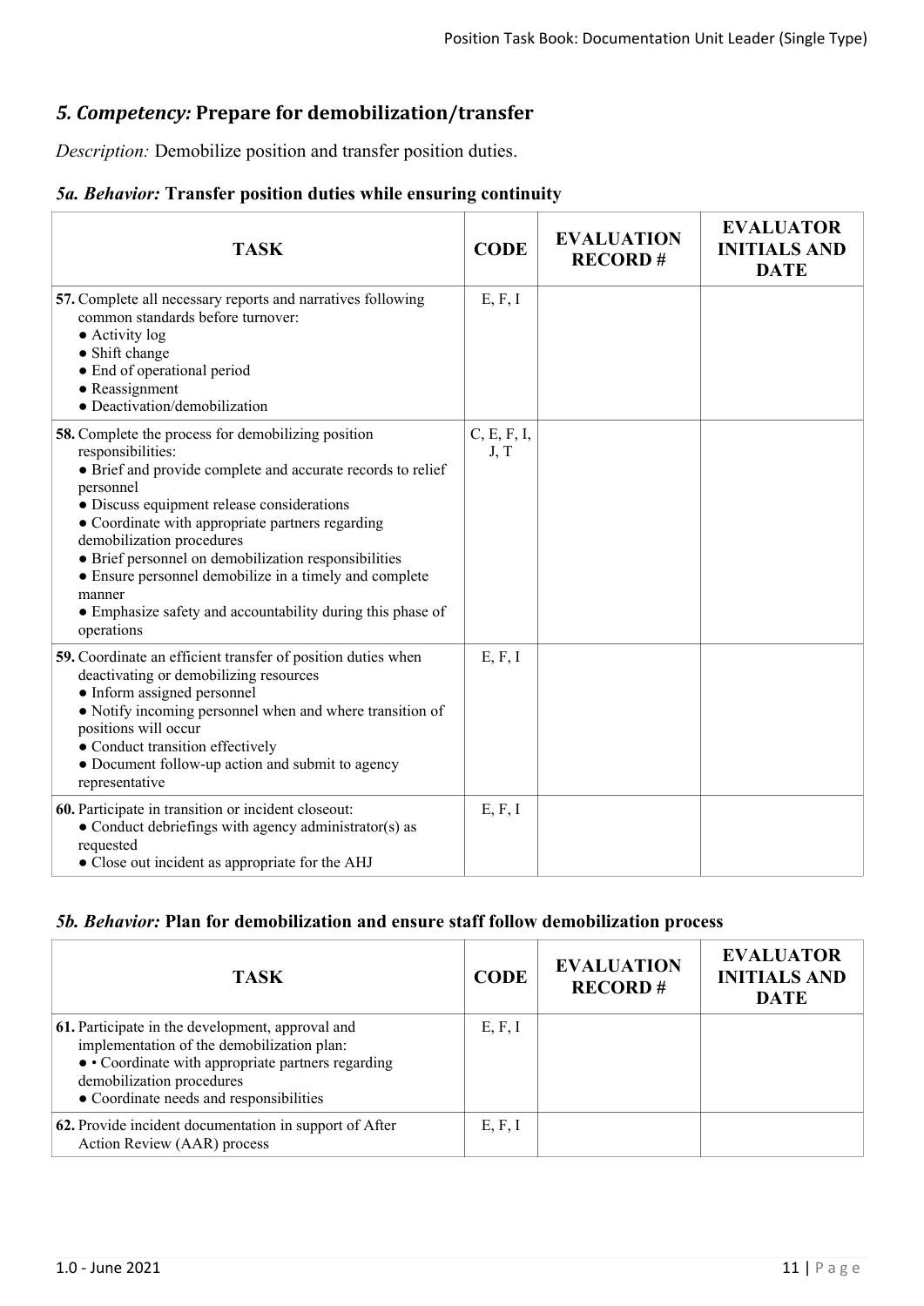## *5. Competency:* Prepare for demobilization/transfer

*Description:* Demobilize position and transfer position duties.

### *5a. Behavior:* Transfer position duties while ensuring continuity

| TASK | CODE | EVALUATION RECORD # | EVALUATOR INITIALS AND DATE |
|---|---|---|---|
| **57.** Complete all necessary reports and narratives following common standards before turnover:<br>● Activity log<br>● Shift change<br>● End of operational period<br>● Reassignment<br>● Deactivation/demobilization | E, F, I | | |
| **58.** Complete the process for demobilizing position responsibilities:<br>● Brief and provide complete and accurate records to relief personnel<br>● Discuss equipment release considerations<br>● Coordinate with appropriate partners regarding demobilization procedures<br>● Brief personnel on demobilization responsibilities<br>● Ensure personnel demobilize in a timely and complete manner<br>● Emphasize safety and accountability during this phase of operations | C, E, F, I, J, T | | |
| **59.** Coordinate an efficient transfer of position duties when deactivating or demobilizing resources<br>● Inform assigned personnel<br>● Notify incoming personnel when and where transition of positions will occur<br>● Conduct transition effectively<br>● Document follow-up action and submit to agency representative | E, F, I | | |
| **60.** Participate in transition or incident closeout:<br>● Conduct debriefings with agency administrator(s) as requested<br>● Close out incident as appropriate for the AHJ | E, F, I | | |

### *5b. Behavior:* Plan for demobilization and ensure staff follow demobilization process

| TASK | CODE | EVALUATION RECORD # | EVALUATOR INITIALS AND DATE |
|---|---|---|---|
| **61.** Participate in the development, approval and implementation of the demobilization plan:<br>● • Coordinate with appropriate partners regarding demobilization procedures<br>● Coordinate needs and responsibilities | E, F, I | | |
| **62.** Provide incident documentation in support of After Action Review (AAR) process | E, F, I | | |